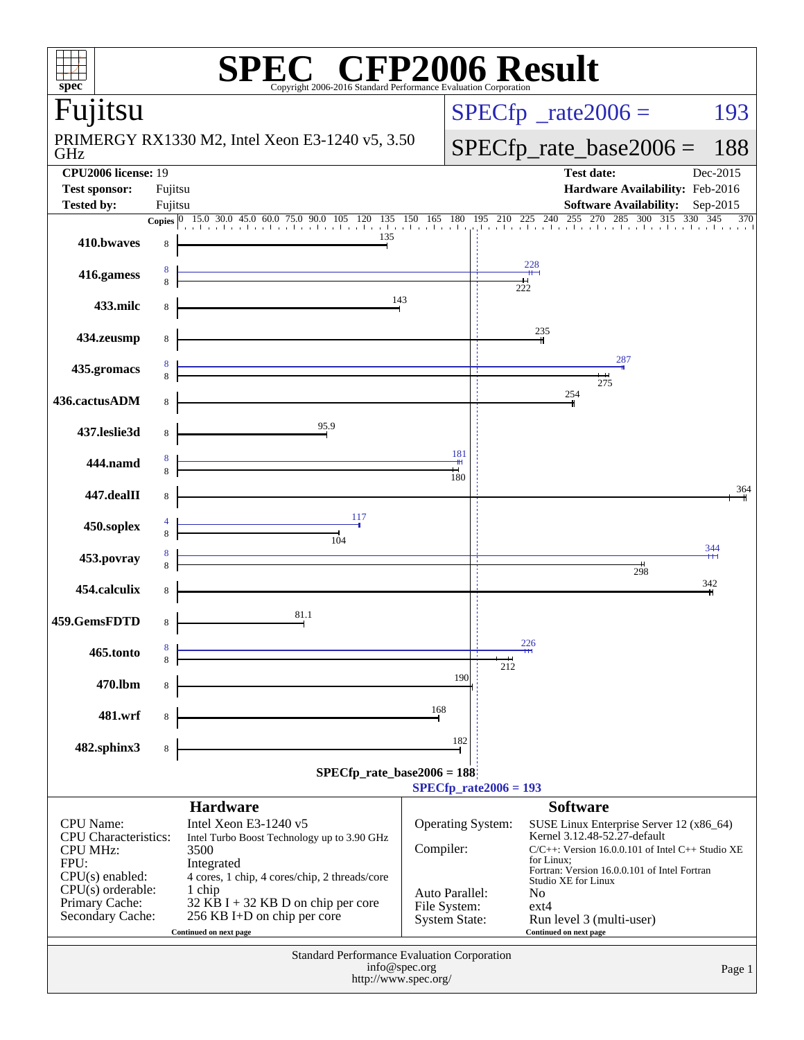# SPEC CFP2006 Result

Copyright 2006-2016 Standard Performance Evaluation Corporation

## Fujitsu

PRIMERGY RX1330 M2, Intel Xeon E3-1240 v5, 3.50 GHz

SPECfp_rate2006 = 193

SPECfp_rate_base2006 = 188

**CPU2006 license:** 19
**Test sponsor:** Fujitsu
**Tested by:** Fujitsu

**Test date:** Dec-2015
**Hardware Availability:** Feb-2016
**Software Availability:** Sep-2015

Copies 0 15.0 30.0 45.0 60.0 75.0 90.0 105 120 135 150 165 180 195 210 225 240 255 270 285 300 315 330 345 370

410.bwaves 8 135
416.gamess 8 228 8 222
433.milc 8 143
434.zeusmp 8 235
435.gromacs 8 287 8 275
436.cactusADM 8 254
437.leslie3d 8 95.9
444.namd 8 181 8 180
447.dealII 8 364
450.soplex 4 117 8 104
453.povray 8 344 8 298
454.calculix 8 342
459.GemsFDTD 8 81.1
465.tonto 8 226 8 212
470.lbm 8 190
481.wrf 8 168
482.sphinx3 8 182

SPECfp_rate_base2006 = 188
SPECfp_rate2006 = 193

### Hardware

CPU Name: Intel Xeon E3-1240 v5
CPU Characteristics: Intel Turbo Boost Technology up to 3.90 GHz
CPU MHz: 3500
FPU: Integrated
CPU(s) enabled: 4 cores, 1 chip, 4 cores/chip, 2 threads/core
CPU(s) orderable: 1 chip
Primary Cache: 32 KB I + 32 KB D on chip per core
Secondary Cache: 256 KB I+D on chip per core

Continued on next page

### Software

Operating System: SUSE Linux Enterprise Server 12 (x86_64) Kernel 3.12.48-52.27-default
Compiler: C/C++: Version 16.0.0.101 of Intel C++ Studio XE for Linux; Fortran: Version 16.0.0.101 of Intel Fortran Studio XE for Linux
Auto Parallel: No
File System: ext4
System State: Run level 3 (multi-user)

Continued on next page

Standard Performance Evaluation Corporation
info@spec.org
http://www.spec.org/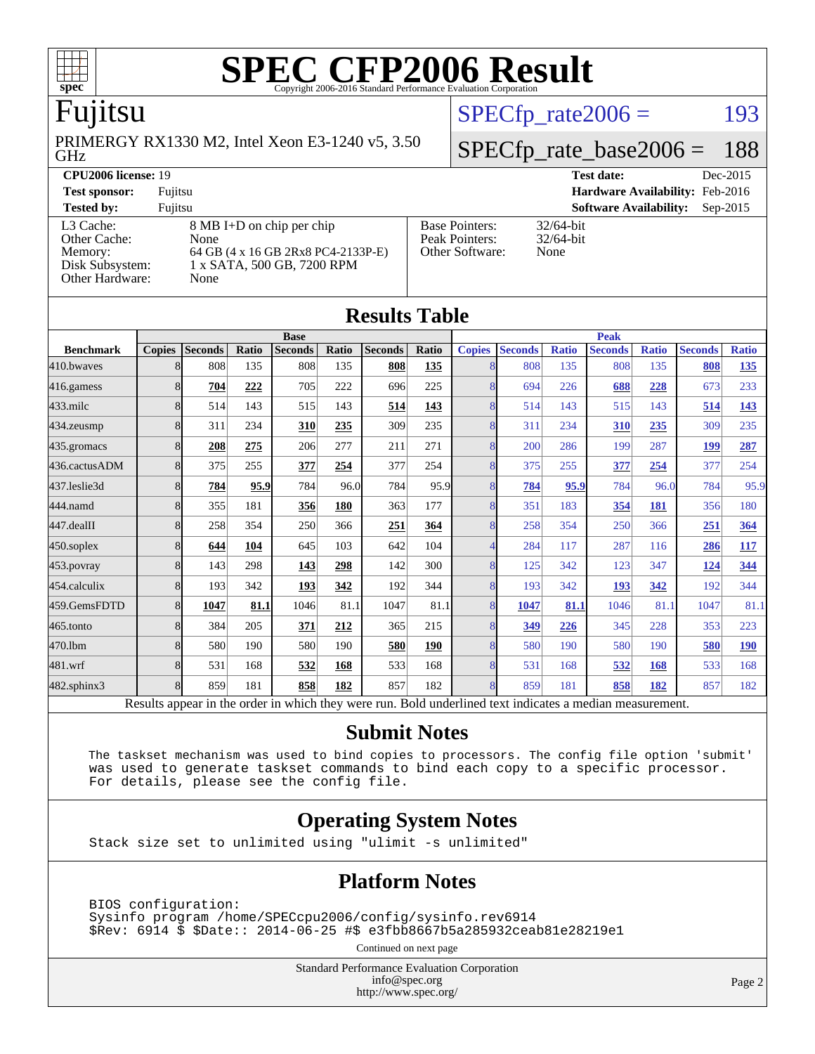# SPEC CFP2006 Result

Copyright 2006-2016 Standard Performance Evaluation Corporation

# Fujitsu

PRIMERGY RX1330 M2, Intel Xeon E3-1240 v5, 3.50 GHz

SPECfp_rate2006 = 193

SPECfp_rate_base2006 = 188

| | | | |
|---|---|---|---|
| **CPU2006 license:** 19 | | **Test date:** | Dec-2015 |
| **Test sponsor:** | Fujitsu | **Hardware Availability:** | Feb-2016 |
| **Tested by:** | Fujitsu | **Software Availability:** | Sep-2015 |

| | |
|---|---|
| L3 Cache: | 8 MB I+D on chip per chip |
| Other Cache: | None |
| Memory: | 64 GB (4 x 16 GB 2Rx8 PC4-2133P-E) |
| Disk Subsystem: | 1 x SATA, 500 GB, 7200 RPM |
| Other Hardware: | None |

| | |
|---|---|
| Base Pointers: | 32/64-bit |
| Peak Pointers: | 32/64-bit |
| Other Software: | None |

## Results Table

| | Base | | | | | | | Peak | | | | | | |
|---|---|---|---|---|---|---|---|---|---|---|---|---|---|---|
| **Benchmark** | **Copies** | **Seconds** | **Ratio** | **Seconds** | **Ratio** | **Seconds** | **Ratio** | **Copies** | **Seconds** | **Ratio** | **Seconds** | **Ratio** | **Seconds** | **Ratio** |
| 410.bwaves | 8 | 808 | 135 | 808 | 135 | **808** | **135** | 8 | 808 | 135 | 808 | 135 | **808** | **135** |
| 416.gamess | 8 | **704** | **222** | 705 | 222 | 696 | 225 | 8 | 694 | 226 | **688** | **228** | 673 | 233 |
| 433.milc | 8 | 514 | 143 | 515 | 143 | **514** | **143** | 8 | 514 | 143 | 515 | 143 | **514** | **143** |
| 434.zeusmp | 8 | 311 | 234 | **310** | **235** | 309 | 235 | 8 | 311 | 234 | **310** | **235** | 309 | 235 |
| 435.gromacs | 8 | **208** | **275** | 206 | 277 | 211 | 271 | 8 | 200 | 286 | 199 | 287 | **199** | **287** |
| 436.cactusADM | 8 | 375 | 255 | **377** | **254** | 377 | 254 | 8 | 375 | 255 | **377** | **254** | 377 | 254 |
| 437.leslie3d | 8 | **784** | **95.9** | 784 | 96.0 | 784 | 95.9 | 8 | **784** | **95.9** | 784 | 96.0 | 784 | 95.9 |
| 444.namd | 8 | 355 | 181 | **356** | **180** | 363 | 177 | 8 | 351 | 183 | **354** | **181** | 356 | 180 |
| 447.dealII | 8 | 258 | 354 | 250 | 366 | **251** | **364** | 8 | 258 | 354 | 250 | 366 | **251** | **364** |
| 450.soplex | 8 | **644** | **104** | 645 | 103 | 642 | 104 | 4 | 284 | 117 | 287 | 116 | **286** | **117** |
| 453.povray | 8 | 143 | 298 | **143** | **298** | 142 | 300 | 8 | 125 | 342 | 123 | 347 | **124** | **344** |
| 454.calculix | 8 | 193 | 342 | **193** | **342** | 192 | 344 | 8 | 193 | 342 | **193** | **342** | 192 | 344 |
| 459.GemsFDTD | 8 | **1047** | **81.1** | 1046 | 81.1 | 1047 | 81.1 | 8 | **1047** | **81.1** | 1046 | 81.1 | 1047 | 81.1 |
| 465.tonto | 8 | 384 | 205 | **371** | **212** | 365 | 215 | 8 | **349** | **226** | 345 | 228 | 353 | 223 |
| 470.lbm | 8 | 580 | 190 | 580 | 190 | **580** | **190** | 8 | 580 | 190 | 580 | 190 | **580** | **190** |
| 481.wrf | 8 | 531 | 168 | **532** | **168** | 533 | 168 | 8 | 531 | 168 | **532** | **168** | 533 | 168 |
| 482.sphinx3 | 8 | 859 | 181 | **858** | **182** | 857 | 182 | 8 | 859 | 181 | **858** | **182** | 857 | 182 |

Results appear in the order in which they were run. Bold underlined text indicates a median measurement.

## Submit Notes

```
The taskset mechanism was used to bind copies to processors. The config file option 'submit'
was used to generate taskset commands to bind each copy to a specific processor.
For details, please see the config file.
```

## Operating System Notes

```
Stack size set to unlimited using "ulimit -s unlimited"
```

## Platform Notes

```
BIOS configuration:
Sysinfo program /home/SPECcpu2006/config/sysinfo.rev6914
$Rev: 6914 $ $Date:: 2014-06-25 #$ e3fbb8667b5a285932ceab81e28219e1
```

Continued on next page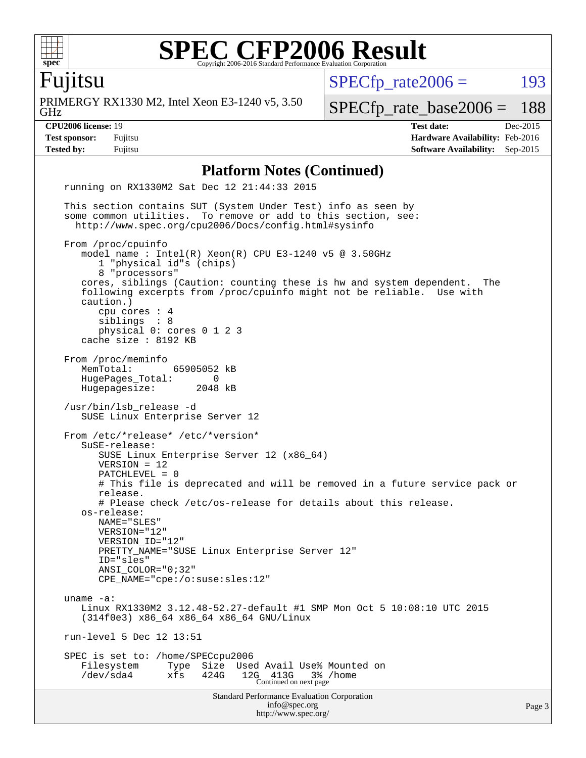# SPEC CFP2006 Result

Copyright 2006-2016 Standard Performance Evaluation Corporation

## Fujitsu

PRIMERGY RX1330 M2, Intel Xeon E3-1240 v5, 3.50 GHz

SPECfp_rate2006 = 193

SPECfp_rate_base2006 = 188

**CPU2006 license:** 19
**Test sponsor:** Fujitsu
**Tested by:** Fujitsu

**Test date:** Dec-2015
**Hardware Availability:** Feb-2016
**Software Availability:** Sep-2015

## Platform Notes (Continued)

```
running on RX1330M2 Sat Dec 12 21:44:33 2015

This section contains SUT (System Under Test) info as seen by
some common utilities.  To remove or add to this section, see:
  http://www.spec.org/cpu2006/Docs/config.html#sysinfo

From /proc/cpuinfo
   model name : Intel(R) Xeon(R) CPU E3-1240 v5 @ 3.50GHz
      1 "physical id"s (chips)
      8 "processors"
   cores, siblings (Caution: counting these is hw and system dependent.  The
   following excerpts from /proc/cpuinfo might not be reliable.  Use with
   caution.)
      cpu cores : 4
      siblings  : 8
      physical 0: cores 0 1 2 3
   cache size : 8192 KB

From /proc/meminfo
   MemTotal:       65905052 kB
   HugePages_Total:       0
   Hugepagesize:       2048 kB

/usr/bin/lsb_release -d
   SUSE Linux Enterprise Server 12

From /etc/*release* /etc/*version*
   SuSE-release:
      SUSE Linux Enterprise Server 12 (x86_64)
      VERSION = 12
      PATCHLEVEL = 0
      # This file is deprecated and will be removed in a future service pack or
      release.
      # Please check /etc/os-release for details about this release.
   os-release:
      NAME="SLES"
      VERSION="12"
      VERSION_ID="12"
      PRETTY_NAME="SUSE Linux Enterprise Server 12"
      ID="sles"
      ANSI_COLOR="0;32"
      CPE_NAME="cpe:/o:suse:sles:12"

uname -a:
   Linux RX1330M2 3.12.48-52.27-default #1 SMP Mon Oct 5 10:08:10 UTC 2015
   (314f0e3) x86_64 x86_64 x86_64 GNU/Linux

run-level 5 Dec 12 13:51

SPEC is set to: /home/SPECcpu2006
   Filesystem     Type  Size  Used Avail Use% Mounted on
   /dev/sda4      xfs   424G   12G  413G   3% /home
```

Continued on next page

Standard Performance Evaluation Corporation
info@spec.org
http://www.spec.org/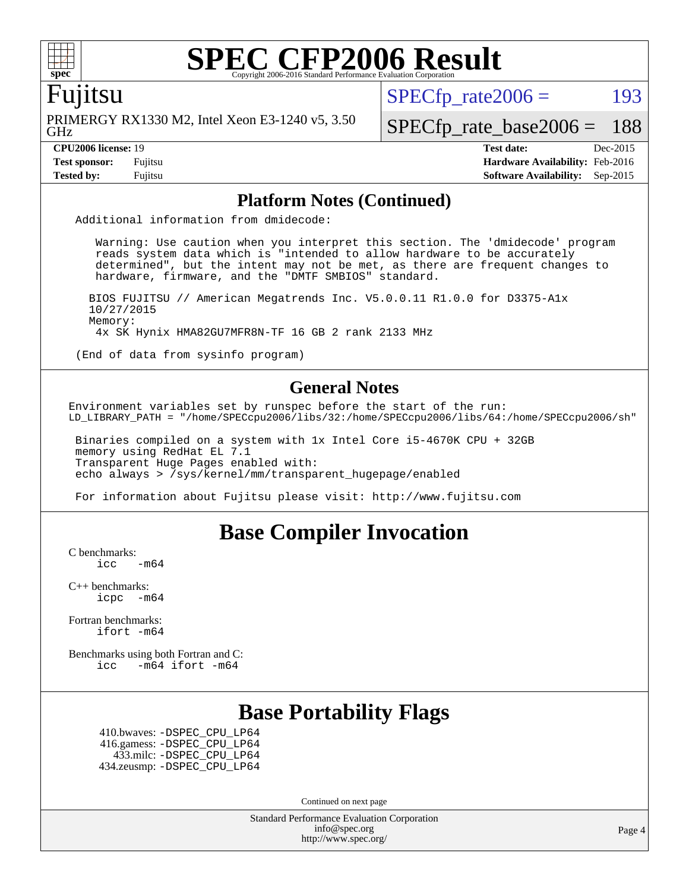# SPEC CFP2006 Result

Copyright 2006-2016 Standard Performance Evaluation Corporation

## Fujitsu

PRIMERGY RX1330 M2, Intel Xeon E3-1240 v5, 3.50 GHz

SPECfp_rate2006 = 193

SPECfp_rate_base2006 = 188

| | | | |
|---|---|---|---|
| **CPU2006 license:** 19 | | **Test date:** | Dec-2015 |
| **Test sponsor:** | Fujitsu | **Hardware Availability:** | Feb-2016 |
| **Tested by:** | Fujitsu | **Software Availability:** | Sep-2015 |

### Platform Notes (Continued)

```
Additional information from dmidecode:

   Warning: Use caution when you interpret this section. The 'dmidecode' program
   reads system data which is "intended to allow hardware to be accurately
   determined", but the intent may not be met, as there are frequent changes to
   hardware, firmware, and the "DMTF SMBIOS" standard.

  BIOS FUJITSU // American Megatrends Inc. V5.0.0.11 R1.0.0 for D3375-A1x
  10/27/2015
  Memory:
   4x SK Hynix HMA82GU7MFR8N-TF 16 GB 2 rank 2133 MHz

(End of data from sysinfo program)
```

### General Notes

```
Environment variables set by runspec before the start of the run:
LD_LIBRARY_PATH = "/home/SPECcpu2006/libs/32:/home/SPECcpu2006/libs/64:/home/SPECcpu2006/sh"

 Binaries compiled on a system with 1x Intel Core i5-4670K CPU + 32GB
 memory using RedHat EL 7.1
 Transparent Huge Pages enabled with:
 echo always > /sys/kernel/mm/transparent_hugepage/enabled

 For information about Fujitsu please visit: http://www.fujitsu.com
```

## Base Compiler Invocation

C benchmarks:
```
icc   -m64
```

C++ benchmarks:
```
icpc  -m64
```

Fortran benchmarks:
```
ifort -m64
```

Benchmarks using both Fortran and C:
```
icc   -m64 ifort -m64
```

## Base Portability Flags

410.bwaves: -DSPEC_CPU_LP64
416.gamess: -DSPEC_CPU_LP64
433.milc: -DSPEC_CPU_LP64
434.zeusmp: -DSPEC_CPU_LP64

Continued on next page

Standard Performance Evaluation Corporation
info@spec.org
http://www.spec.org/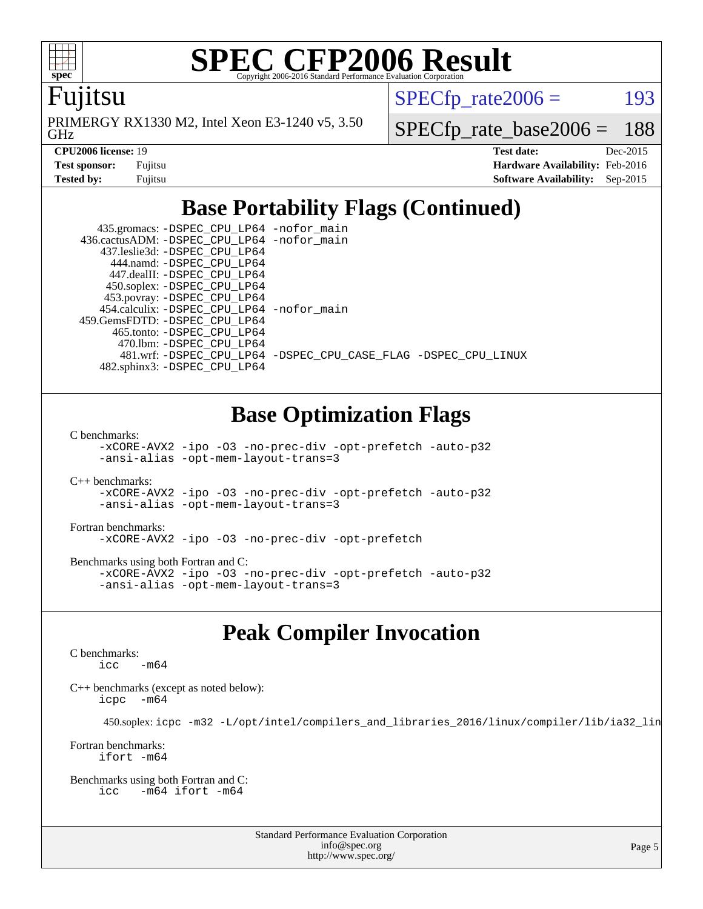# SPEC CFP2006 Result

Copyright 2006-2016 Standard Performance Evaluation Corporation

Fujitsu

PRIMERGY RX1330 M2, Intel Xeon E3-1240 v5, 3.50 GHz

SPECfp_rate2006 = 193

SPECfp_rate_base2006 = 188

| | | | |
|---|---|---|---|
| **CPU2006 license:** 19 | | **Test date:** | Dec-2015 |
| **Test sponsor:** | Fujitsu | **Hardware Availability:** | Feb-2016 |
| **Tested by:** | Fujitsu | **Software Availability:** | Sep-2015 |

## Base Portability Flags (Continued)

435.gromacs: -DSPEC_CPU_LP64 -nofor_main
436.cactusADM: -DSPEC_CPU_LP64 -nofor_main
437.leslie3d: -DSPEC_CPU_LP64
444.namd: -DSPEC_CPU_LP64
447.dealII: -DSPEC_CPU_LP64
450.soplex: -DSPEC_CPU_LP64
453.povray: -DSPEC_CPU_LP64
454.calculix: -DSPEC_CPU_LP64 -nofor_main
459.GemsFDTD: -DSPEC_CPU_LP64
465.tonto: -DSPEC_CPU_LP64
470.lbm: -DSPEC_CPU_LP64
481.wrf: -DSPEC_CPU_LP64 -DSPEC_CPU_CASE_FLAG -DSPEC_CPU_LINUX
482.sphinx3: -DSPEC_CPU_LP64

## Base Optimization Flags

C benchmarks:
-xCORE-AVX2 -ipo -O3 -no-prec-div -opt-prefetch -auto-p32 -ansi-alias -opt-mem-layout-trans=3

C++ benchmarks:
-xCORE-AVX2 -ipo -O3 -no-prec-div -opt-prefetch -auto-p32 -ansi-alias -opt-mem-layout-trans=3

Fortran benchmarks:
-xCORE-AVX2 -ipo -O3 -no-prec-div -opt-prefetch

Benchmarks using both Fortran and C:
-xCORE-AVX2 -ipo -O3 -no-prec-div -opt-prefetch -auto-p32 -ansi-alias -opt-mem-layout-trans=3

## Peak Compiler Invocation

C benchmarks:
icc -m64

C++ benchmarks (except as noted below):
icpc -m64

450.soplex: icpc -m32 -L/opt/intel/compilers_and_libraries_2016/linux/compiler/lib/ia32_lin

Fortran benchmarks:
ifort -m64

Benchmarks using both Fortran and C:
icc -m64 ifort -m64

Standard Performance Evaluation Corporation
info@spec.org
http://www.spec.org/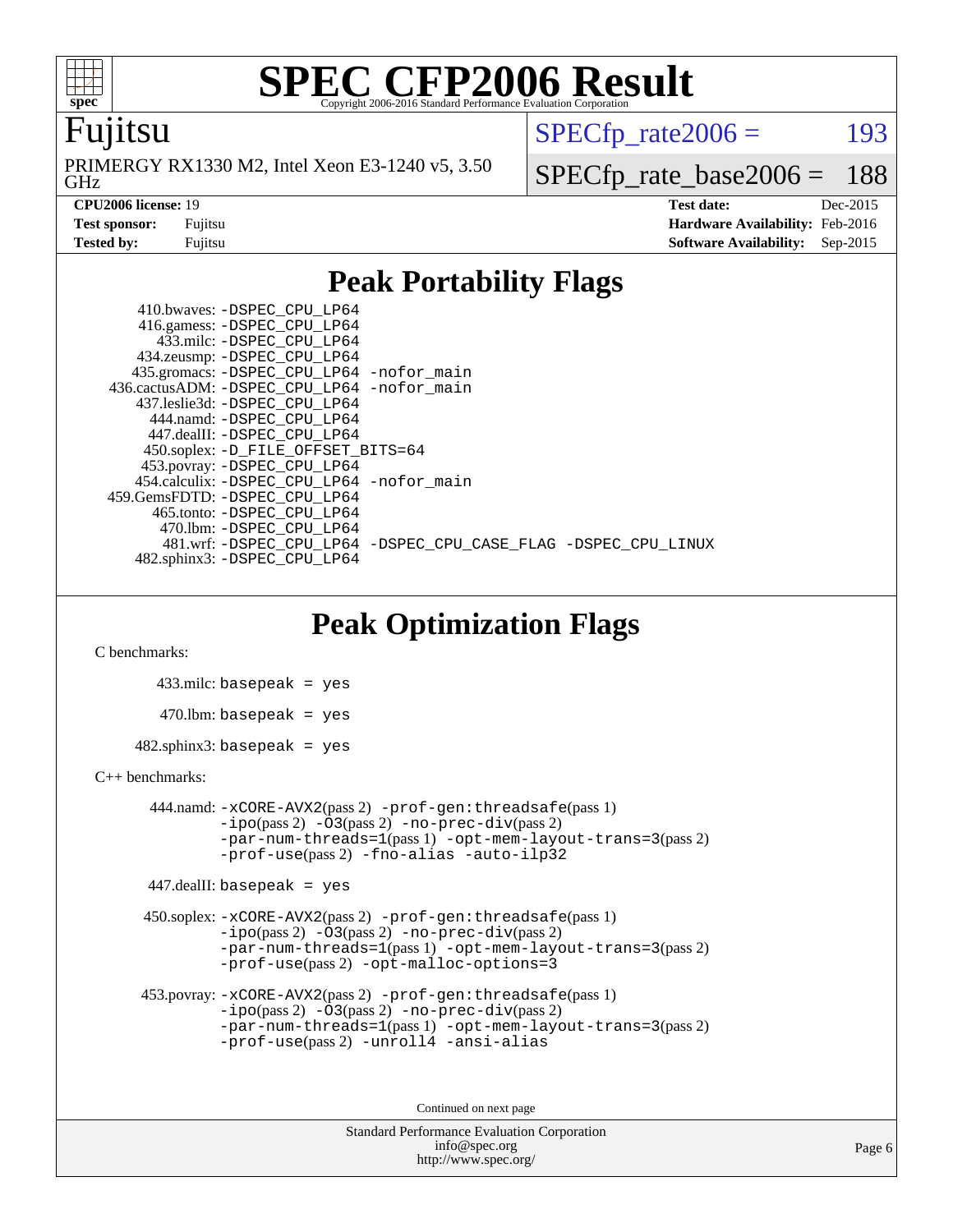# SPEC CFP2006 Result

Copyright 2006-2016 Standard Performance Evaluation Corporation

**Fujitsu**

PRIMERGY RX1330 M2, Intel Xeon E3-1240 v5, 3.50 GHz

SPECfp_rate2006 = 193

SPECfp_rate_base2006 = 188

| | | | |
|---|---|---|---|
| **CPU2006 license:** 19 | | **Test date:** | Dec-2015 |
| **Test sponsor:** | Fujitsu | **Hardware Availability:** | Feb-2016 |
| **Tested by:** | Fujitsu | **Software Availability:** | Sep-2015 |

## Peak Portability Flags

410.bwaves: -DSPEC_CPU_LP64
416.gamess: -DSPEC_CPU_LP64
433.milc: -DSPEC_CPU_LP64
434.zeusmp: -DSPEC_CPU_LP64
435.gromacs: -DSPEC_CPU_LP64 -nofor_main
436.cactusADM: -DSPEC_CPU_LP64 -nofor_main
437.leslie3d: -DSPEC_CPU_LP64
444.namd: -DSPEC_CPU_LP64
447.dealII: -DSPEC_CPU_LP64
450.soplex: -D_FILE_OFFSET_BITS=64
453.povray: -DSPEC_CPU_LP64
454.calculix: -DSPEC_CPU_LP64 -nofor_main
459.GemsFDTD: -DSPEC_CPU_LP64
465.tonto: -DSPEC_CPU_LP64
470.lbm: -DSPEC_CPU_LP64
481.wrf: -DSPEC_CPU_LP64 -DSPEC_CPU_CASE_FLAG -DSPEC_CPU_LINUX
482.sphinx3: -DSPEC_CPU_LP64

## Peak Optimization Flags

C benchmarks:

433.milc: basepeak = yes

470.lbm: basepeak = yes

482.sphinx3: basepeak = yes

C++ benchmarks:

444.namd: -xCORE-AVX2(pass 2) -prof-gen:threadsafe(pass 1) -ipo(pass 2) -O3(pass 2) -no-prec-div(pass 2) -par-num-threads=1(pass 1) -opt-mem-layout-trans=3(pass 2) -prof-use(pass 2) -fno-alias -auto-ilp32

447.dealII: basepeak = yes

450.soplex: -xCORE-AVX2(pass 2) -prof-gen:threadsafe(pass 1) -ipo(pass 2) -O3(pass 2) -no-prec-div(pass 2) -par-num-threads=1(pass 1) -opt-mem-layout-trans=3(pass 2) -prof-use(pass 2) -opt-malloc-options=3

453.povray: -xCORE-AVX2(pass 2) -prof-gen:threadsafe(pass 1) -ipo(pass 2) -O3(pass 2) -no-prec-div(pass 2) -par-num-threads=1(pass 1) -opt-mem-layout-trans=3(pass 2) -prof-use(pass 2) -unroll4 -ansi-alias

Continued on next page

Standard Performance Evaluation Corporation
info@spec.org
http://www.spec.org/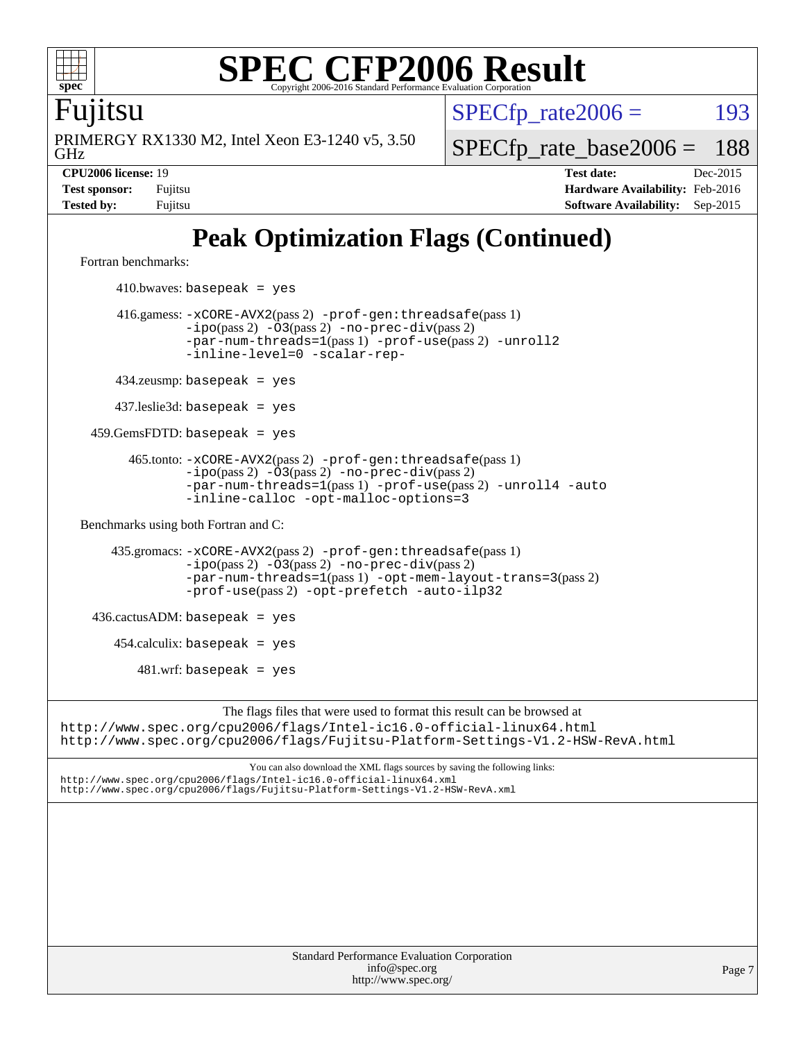# Peak Optimization Flags (Continued)

Fortran benchmarks:

410.bwaves: `basepeak = yes`

416.gamess: `-xCORE-AVX2`(pass 2) `-prof-gen:threadsafe`(pass 1) `-ipo`(pass 2) `-O3`(pass 2) `-no-prec-div`(pass 2) `-par-num-threads=1`(pass 1) `-prof-use`(pass 2) `-unroll2` `-inline-level=0` `-scalar-rep-`

434.zeusmp: `basepeak = yes`

437.leslie3d: `basepeak = yes`

459.GemsFDTD: `basepeak = yes`

465.tonto: `-xCORE-AVX2`(pass 2) `-prof-gen:threadsafe`(pass 1) `-ipo`(pass 2) `-O3`(pass 2) `-no-prec-div`(pass 2) `-par-num-threads=1`(pass 1) `-prof-use`(pass 2) `-unroll4` `-auto` `-inline-calloc` `-opt-malloc-options=3`

Benchmarks using both Fortran and C:

435.gromacs: `-xCORE-AVX2`(pass 2) `-prof-gen:threadsafe`(pass 1) `-ipo`(pass 2) `-O3`(pass 2) `-no-prec-div`(pass 2) `-par-num-threads=1`(pass 1) `-opt-mem-layout-trans=3`(pass 2) `-prof-use`(pass 2) `-opt-prefetch` `-auto-ilp32`

436.cactusADM: `basepeak = yes`

454.calculix: `basepeak = yes`

481.wrf: `basepeak = yes`

The flags files that were used to format this result can be browsed at

http://www.spec.org/cpu2006/flags/Intel-ic16.0-official-linux64.html
http://www.spec.org/cpu2006/flags/Fujitsu-Platform-Settings-V1.2-HSW-RevA.html

You can also download the XML flags sources by saving the following links:

http://www.spec.org/cpu2006/flags/Intel-ic16.0-official-linux64.xml
http://www.spec.org/cpu2006/flags/Fujitsu-Platform-Settings-V1.2-HSW-RevA.xml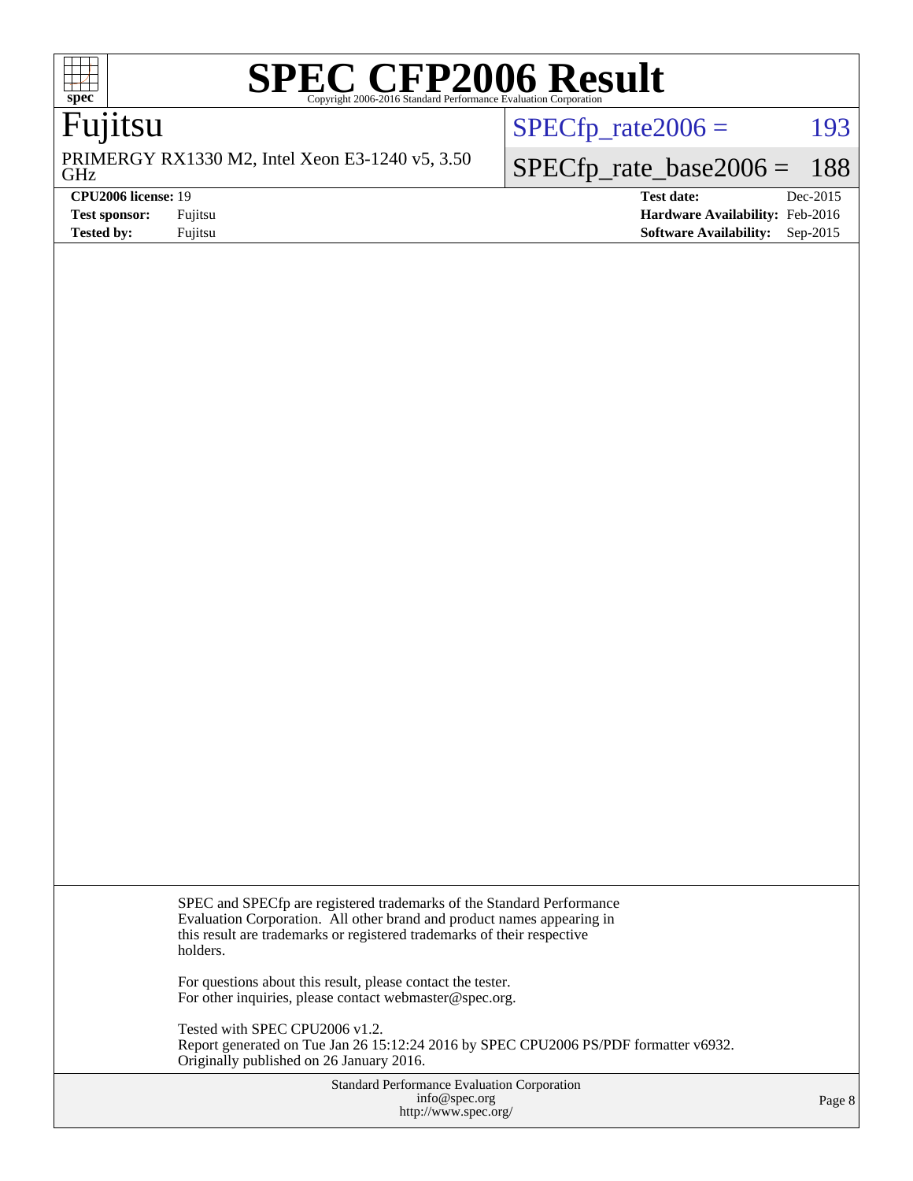# SPEC CFP2006 Result

Copyright 2006-2016 Standard Performance Evaluation Corporation

## Fujitsu

PRIMERGY RX1330 M2, Intel Xeon E3-1240 v5, 3.50 GHz

SPECfp_rate2006 = 193

SPECfp_rate_base2006 = 188

**CPU2006 license:** 19
**Test sponsor:** Fujitsu
**Tested by:** Fujitsu

**Test date:** Dec-2015
**Hardware Availability:** Feb-2016
**Software Availability:** Sep-2015

SPEC and SPECfp are registered trademarks of the Standard Performance Evaluation Corporation. All other brand and product names appearing in this result are trademarks or registered trademarks of their respective holders.

For questions about this result, please contact the tester.
For other inquiries, please contact webmaster@spec.org.

Tested with SPEC CPU2006 v1.2.
Report generated on Tue Jan 26 15:12:24 2016 by SPEC CPU2006 PS/PDF formatter v6932.
Originally published on 26 January 2016.

Standard Performance Evaluation Corporation
info@spec.org
http://www.spec.org/